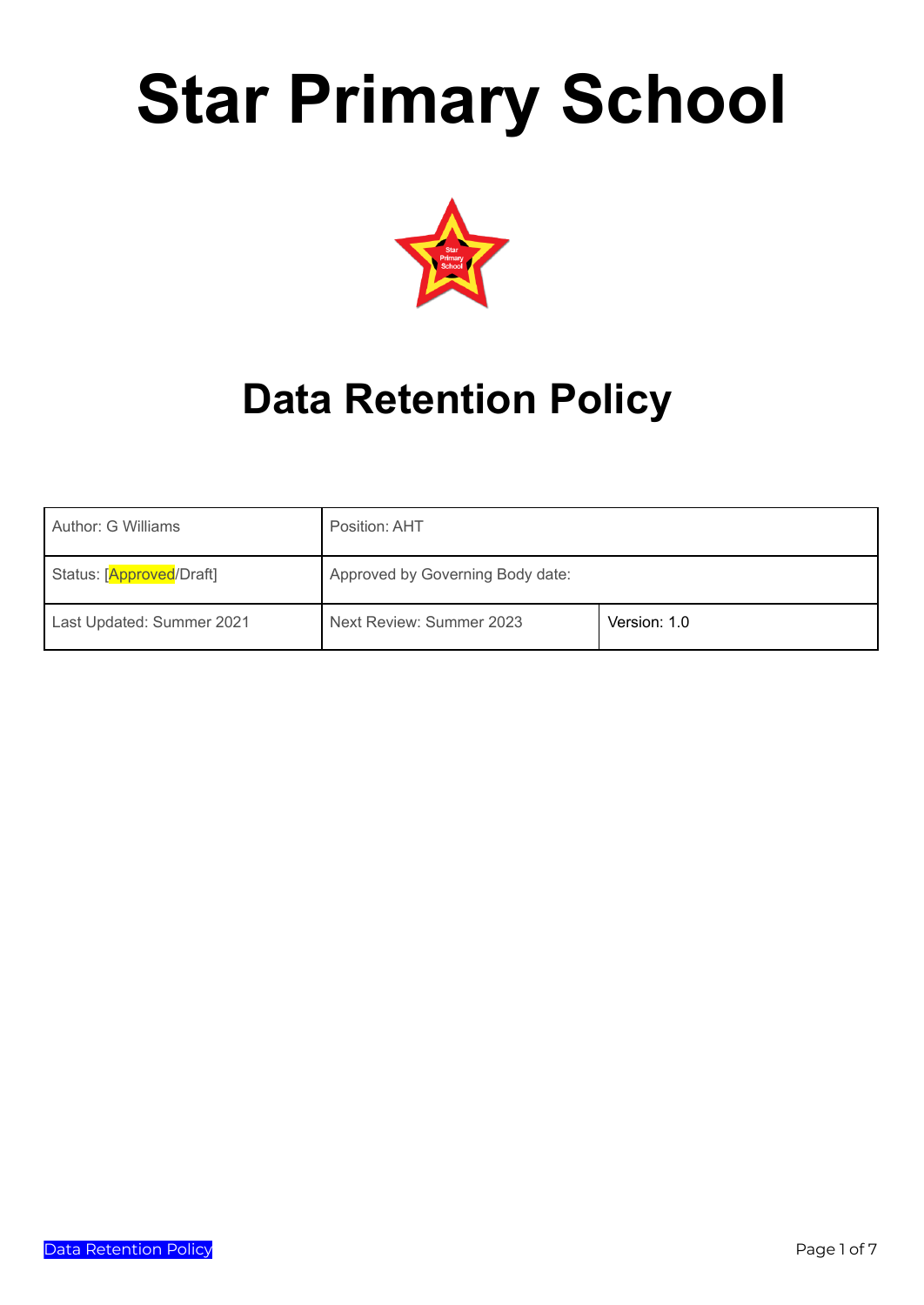# Star Primary School

## Data Retention Policy

| Author: G Williams | Position: AHT | |
|---|---|---|
| Status: [Approved/Draft] | Approved by Governing Body date: | |
| Last Updated: Summer 2021 | Next Review: Summer 2023 | Version: 1.0 |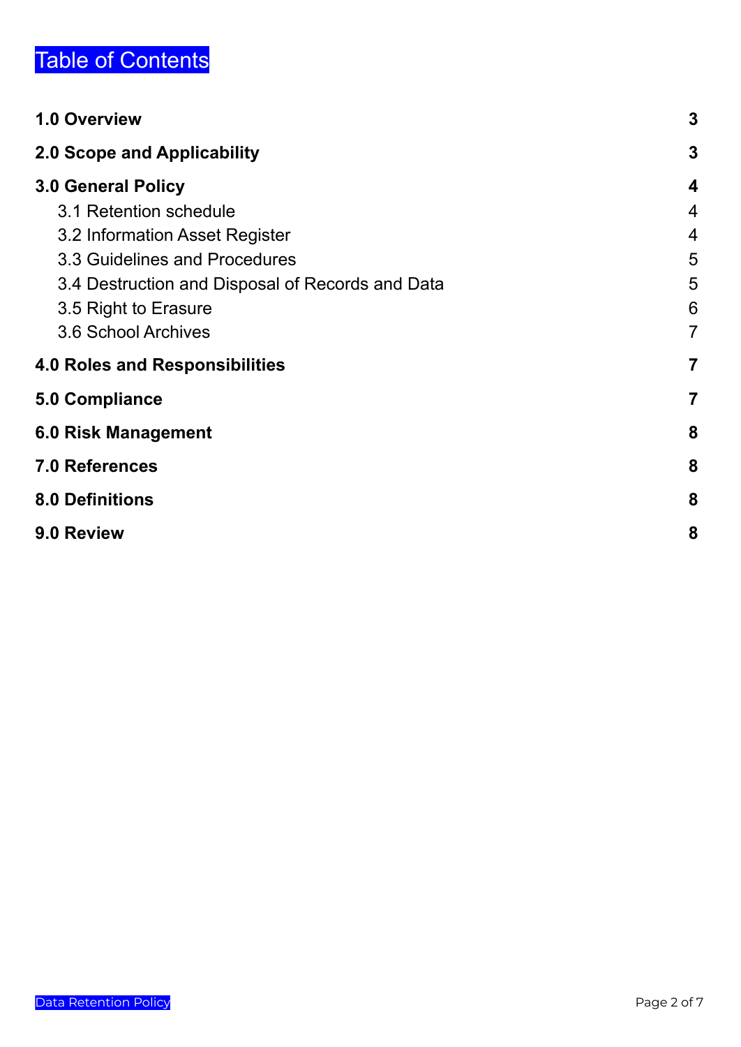# Table of Contents

| | |
|---|---|
| **1.0 Overview** | **3** |
| **2.0 Scope and Applicability** | **3** |
| **3.0 General Policy** | **4** |
| 3.1 Retention schedule | 4 |
| 3.2 Information Asset Register | 4 |
| 3.3 Guidelines and Procedures | 5 |
| 3.4 Destruction and Disposal of Records and Data | 5 |
| 3.5 Right to Erasure | 6 |
| 3.6 School Archives | 7 |
| **4.0 Roles and Responsibilities** | **7** |
| **5.0 Compliance** | **7** |
| **6.0 Risk Management** | **8** |
| **7.0 References** | **8** |
| **8.0 Definitions** | **8** |
| **9.0 Review** | **8** |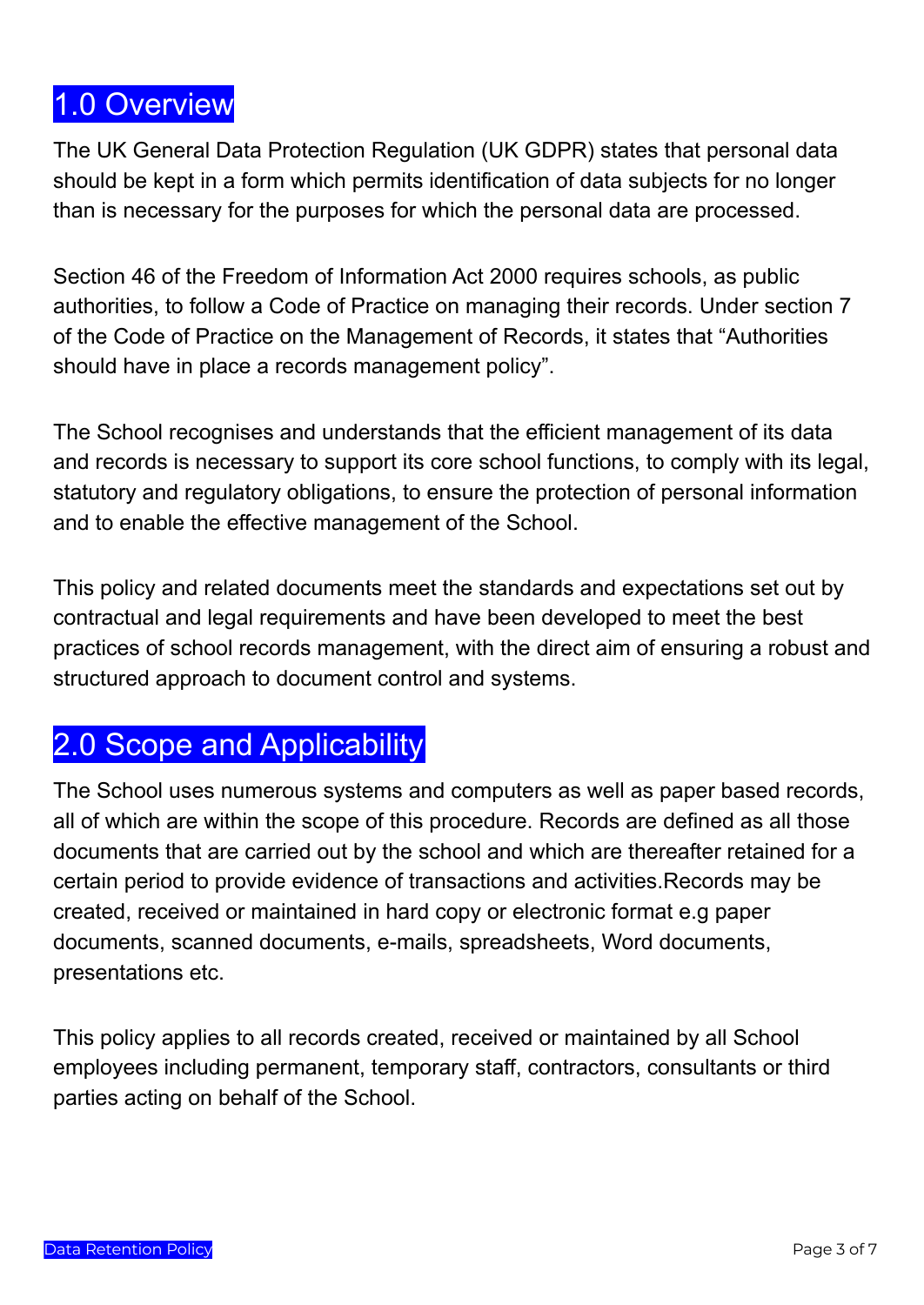## 1.0 Overview

The UK General Data Protection Regulation (UK GDPR) states that personal data should be kept in a form which permits identification of data subjects for no longer than is necessary for the purposes for which the personal data are processed.

Section 46 of the Freedom of Information Act 2000 requires schools, as public authorities, to follow a Code of Practice on managing their records. Under section 7 of the Code of Practice on the Management of Records, it states that “Authorities should have in place a records management policy”.

The School recognises and understands that the efficient management of its data and records is necessary to support its core school functions, to comply with its legal, statutory and regulatory obligations, to ensure the protection of personal information and to enable the effective management of the School.

This policy and related documents meet the standards and expectations set out by contractual and legal requirements and have been developed to meet the best practices of school records management, with the direct aim of ensuring a robust and structured approach to document control and systems.

## 2.0 Scope and Applicability

The School uses numerous systems and computers as well as paper based records, all of which are within the scope of this procedure. Records are defined as all those documents that are carried out by the school and which are thereafter retained for a certain period to provide evidence of transactions and activities.Records may be created, received or maintained in hard copy or electronic format e.g paper documents, scanned documents, e-mails, spreadsheets, Word documents, presentations etc.

This policy applies to all records created, received or maintained by all School employees including permanent, temporary staff, contractors, consultants or third parties acting on behalf of the School.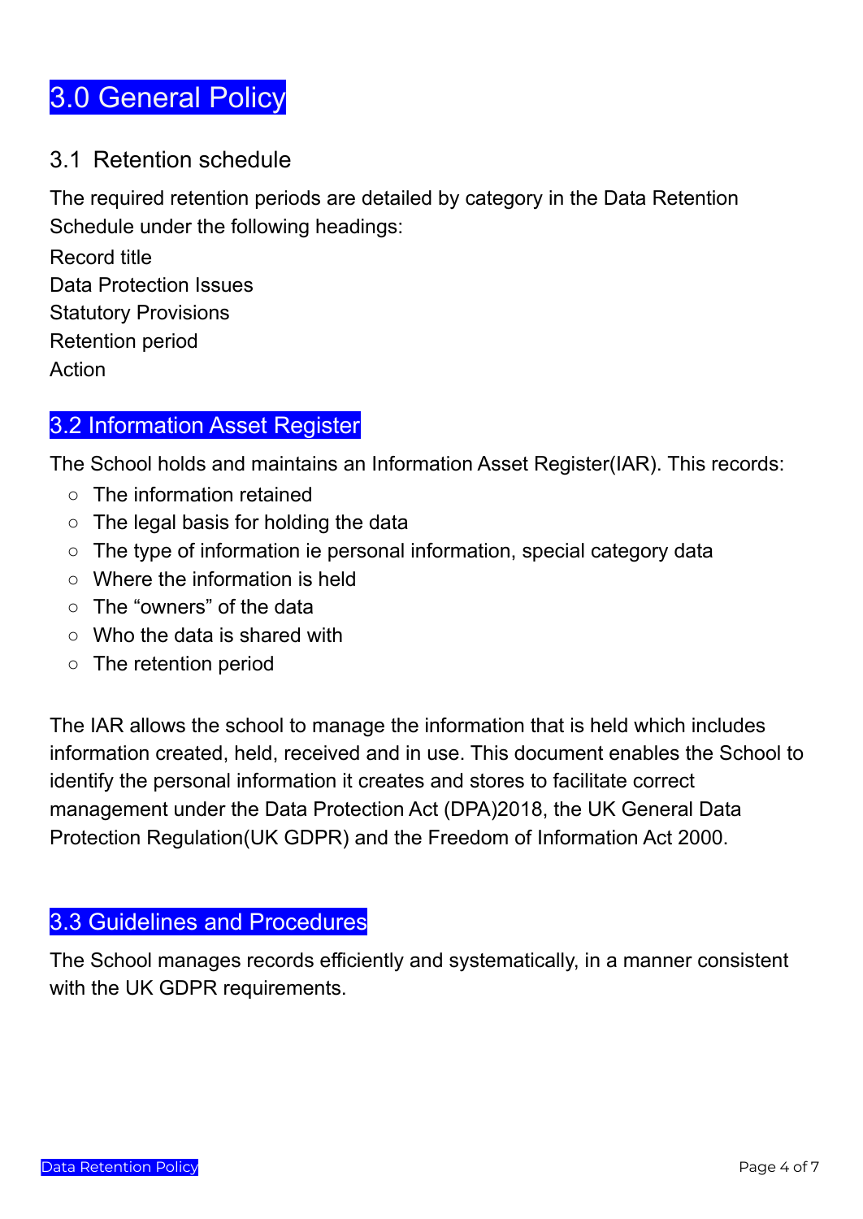# 3.0 General Policy

## 3.1 Retention schedule

The required retention periods are detailed by category in the Data Retention Schedule under the following headings:

Record title
Data Protection Issues
Statutory Provisions
Retention period
Action

## 3.2 Information Asset Register

The School holds and maintains an Information Asset Register(IAR). This records:

- The information retained
- The legal basis for holding the data
- The type of information ie personal information, special category data
- Where the information is held
- The "owners" of the data
- Who the data is shared with
- The retention period

The IAR allows the school to manage the information that is held which includes information created, held, received and in use. This document enables the School to identify the personal information it creates and stores to facilitate correct management under the Data Protection Act (DPA)2018, the UK General Data Protection Regulation(UK GDPR) and the Freedom of Information Act 2000.

## 3.3 Guidelines and Procedures

The School manages records efficiently and systematically, in a manner consistent with the UK GDPR requirements.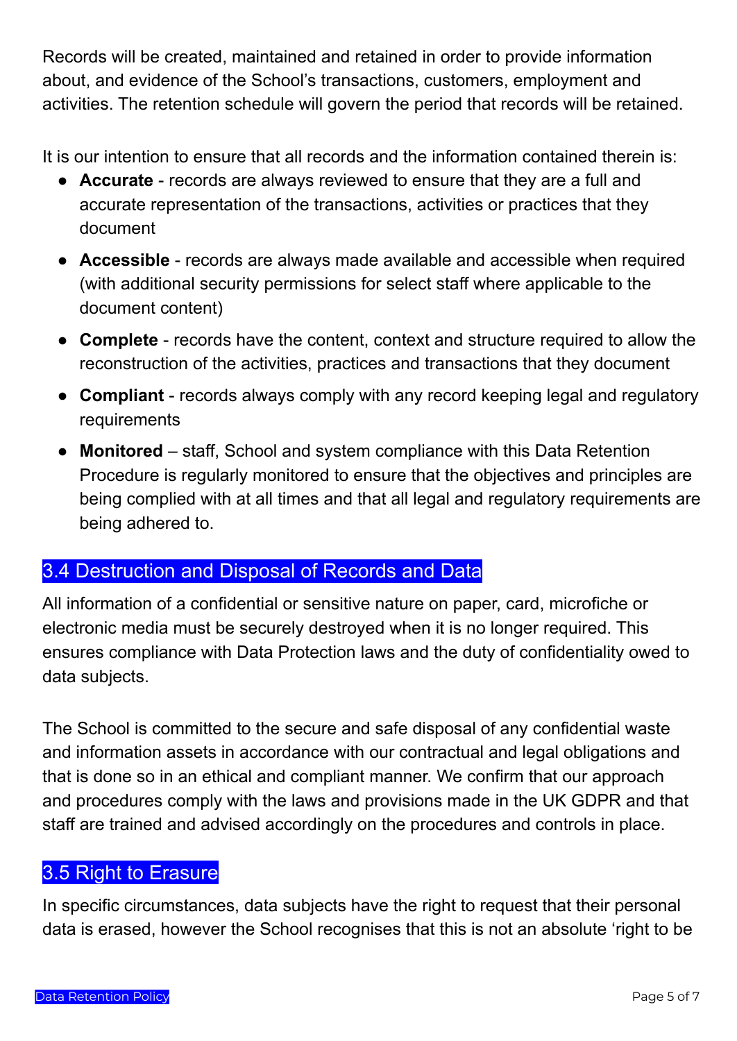Records will be created, maintained and retained in order to provide information about, and evidence of the School's transactions, customers, employment and activities. The retention schedule will govern the period that records will be retained.

It is our intention to ensure that all records and the information contained therein is:

- **Accurate** - records are always reviewed to ensure that they are a full and accurate representation of the transactions, activities or practices that they document
- **Accessible** - records are always made available and accessible when required (with additional security permissions for select staff where applicable to the document content)
- **Complete** - records have the content, context and structure required to allow the reconstruction of the activities, practices and transactions that they document
- **Compliant** - records always comply with any record keeping legal and regulatory requirements
- **Monitored** – staff, School and system compliance with this Data Retention Procedure is regularly monitored to ensure that the objectives and principles are being complied with at all times and that all legal and regulatory requirements are being adhered to.

## 3.4 Destruction and Disposal of Records and Data

All information of a confidential or sensitive nature on paper, card, microfiche or electronic media must be securely destroyed when it is no longer required. This ensures compliance with Data Protection laws and the duty of confidentiality owed to data subjects.

The School is committed to the secure and safe disposal of any confidential waste and information assets in accordance with our contractual and legal obligations and that is done so in an ethical and compliant manner. We confirm that our approach and procedures comply with the laws and provisions made in the UK GDPR and that staff are trained and advised accordingly on the procedures and controls in place.

## 3.5 Right to Erasure

In specific circumstances, data subjects have the right to request that their personal data is erased, however the School recognises that this is not an absolute 'right to be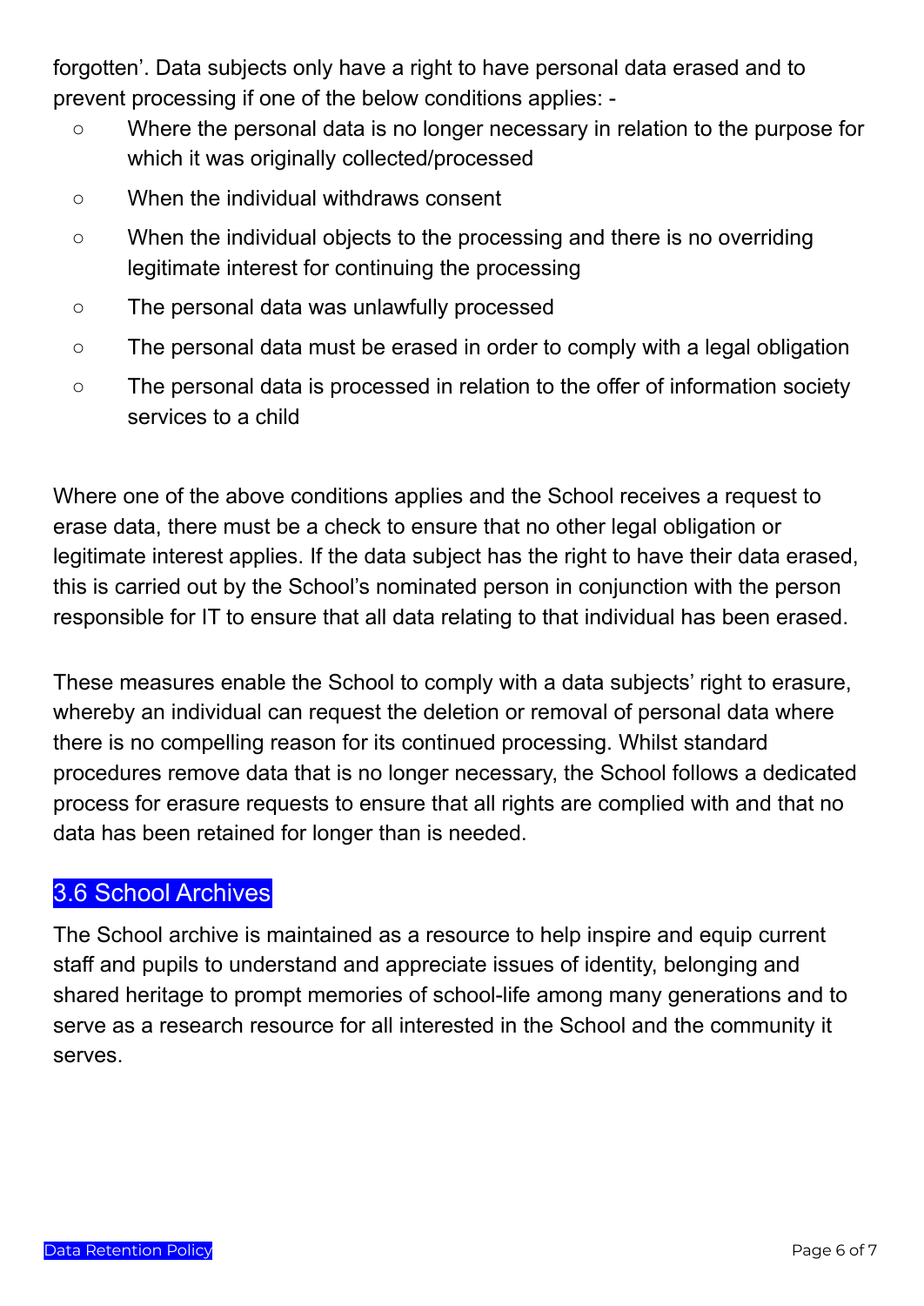forgotten'. Data subjects only have a right to have personal data erased and to prevent processing if one of the below conditions applies: -

- Where the personal data is no longer necessary in relation to the purpose for which it was originally collected/processed
- When the individual withdraws consent
- When the individual objects to the processing and there is no overriding legitimate interest for continuing the processing
- The personal data was unlawfully processed
- The personal data must be erased in order to comply with a legal obligation
- The personal data is processed in relation to the offer of information society services to a child

Where one of the above conditions applies and the School receives a request to erase data, there must be a check to ensure that no other legal obligation or legitimate interest applies. If the data subject has the right to have their data erased, this is carried out by the School's nominated person in conjunction with the person responsible for IT to ensure that all data relating to that individual has been erased.

These measures enable the School to comply with a data subjects' right to erasure, whereby an individual can request the deletion or removal of personal data where there is no compelling reason for its continued processing. Whilst standard procedures remove data that is no longer necessary, the School follows a dedicated process for erasure requests to ensure that all rights are complied with and that no data has been retained for longer than is needed.

## 3.6 School Archives

The School archive is maintained as a resource to help inspire and equip current staff and pupils to understand and appreciate issues of identity, belonging and shared heritage to prompt memories of school-life among many generations and to serve as a research resource for all interested in the School and the community it serves.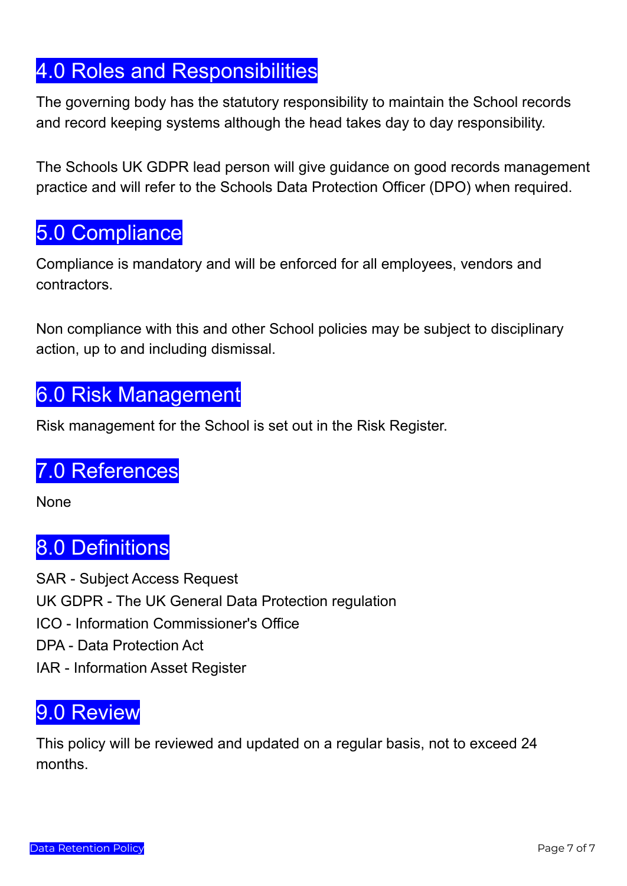## 4.0 Roles and Responsibilities

The governing body has the statutory responsibility to maintain the School records and record keeping systems although the head takes day to day responsibility.

The Schools UK GDPR lead person will give guidance on good records management practice and will refer to the Schools Data Protection Officer (DPO) when required.

## 5.0 Compliance

Compliance is mandatory and will be enforced for all employees, vendors and contractors.

Non compliance with this and other School policies may be subject to disciplinary action, up to and including dismissal.

## 6.0 Risk Management

Risk management for the School is set out in the Risk Register.

## 7.0 References

None

## 8.0 Definitions

SAR - Subject Access Request
UK GDPR - The UK General Data Protection regulation
ICO - Information Commissioner's Office
DPA - Data Protection Act
IAR - Information Asset Register

## 9.0 Review

This policy will be reviewed and updated on a regular basis, not to exceed 24 months.